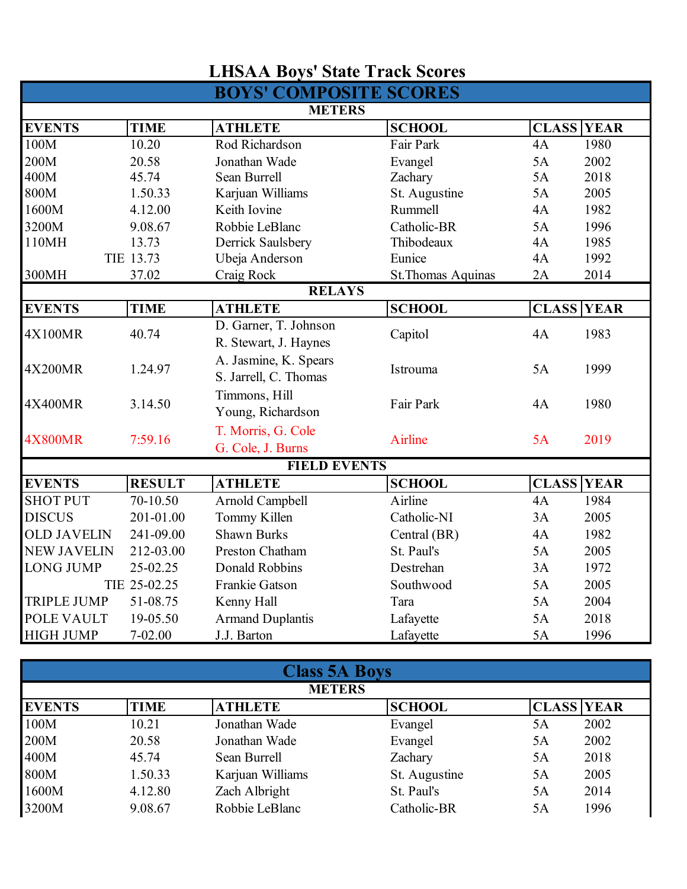# LHSAA Boys' State Track Scores

## BOYS' COMPOSITE SCORES

### METERS

| EVENTS | TIME | ATHLETE | SCHOOL | CLASS | YEAR |
|---|---|---|---|---|---|
| 100M | 10.20 | Rod Richardson | Fair Park | 4A | 1980 |
| 200M | 20.58 | Jonathan Wade | Evangel | 5A | 2002 |
| 400M | 45.74 | Sean Burrell | Zachary | 5A | 2018 |
| 800M | 1.50.33 | Karjuan Williams | St. Augustine | 5A | 2005 |
| 1600M | 4.12.00 | Keith Iovine | Rummell | 4A | 1982 |
| 3200M | 9.08.67 | Robbie LeBlanc | Catholic-BR | 5A | 1996 |
| 110MH | 13.73 | Derrick Saulsbery | Thibodeaux | 4A | 1985 |
| TIE | 13.73 | Ubeja Anderson | Eunice | 4A | 1992 |
| 300MH | 37.02 | Craig Rock | St.Thomas Aquinas | 2A | 2014 |

### RELAYS

| EVENTS | TIME | ATHLETE | SCHOOL | CLASS | YEAR |
|---|---|---|---|---|---|
| 4X100MR | 40.74 | D. Garner, T. Johnson R. Stewart, J. Haynes | Capitol | 4A | 1983 |
| 4X200MR | 1.24.97 | A. Jasmine, K. Spears S. Jarrell, C. Thomas | Istrouma | 5A | 1999 |
| 4X400MR | 3.14.50 | Timmons, Hill Young, Richardson | Fair Park | 4A | 1980 |
| 4X800MR | 7:59.16 | T. Morris, G. Cole G. Cole, J. Burns | Airline | 5A | 2019 |

### FIELD EVENTS

| EVENTS | RESULT | ATHLETE | SCHOOL | CLASS | YEAR |
|---|---|---|---|---|---|
| SHOT PUT | 70-10.50 | Arnold Campbell | Airline | 4A | 1984 |
| DISCUS | 201-01.00 | Tommy Killen | Catholic-NI | 3A | 2005 |
| OLD JAVELIN | 241-09.00 | Shawn Burks | Central (BR) | 4A | 1982 |
| NEW JAVELIN | 212-03.00 | Preston Chatham | St. Paul's | 5A | 2005 |
| LONG JUMP | 25-02.25 | Donald Robbins | Destrehan | 3A | 1972 |
| TIE | 25-02.25 | Frankie Gatson | Southwood | 5A | 2005 |
| TRIPLE JUMP | 51-08.75 | Kenny Hall | Tara | 5A | 2004 |
| POLE VAULT | 19-05.50 | Armand Duplantis | Lafayette | 5A | 2018 |
| HIGH JUMP | 7-02.00 | J.J. Barton | Lafayette | 5A | 1996 |

## Class 5A Boys

### METERS

| EVENTS | TIME | ATHLETE | SCHOOL | CLASS | YEAR |
|---|---|---|---|---|---|
| 100M | 10.21 | Jonathan Wade | Evangel | 5A | 2002 |
| 200M | 20.58 | Jonathan Wade | Evangel | 5A | 2002 |
| 400M | 45.74 | Sean Burrell | Zachary | 5A | 2018 |
| 800M | 1.50.33 | Karjuan Williams | St. Augustine | 5A | 2005 |
| 1600M | 4.12.80 | Zach Albright | St. Paul's | 5A | 2014 |
| 3200M | 9.08.67 | Robbie LeBlanc | Catholic-BR | 5A | 1996 |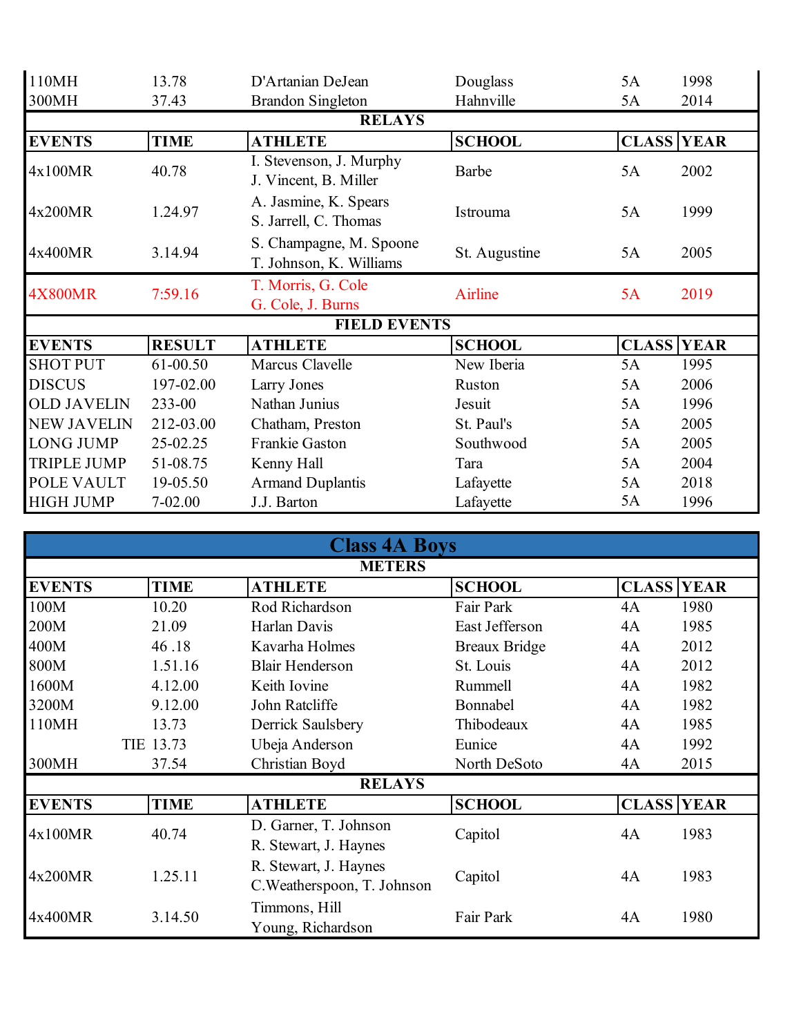| EVENTS | TIME | ATHLETE | SCHOOL | CLASS | YEAR |
|---|---|---|---|---|---|
| 110MH | 13.78 | D'Artanian DeJean | Douglass | 5A | 1998 |
| 300MH | 37.43 | Brandon Singleton | Hahnville | 5A | 2014 |

**RELAYS**

| EVENTS | TIME | ATHLETE | SCHOOL | CLASS | YEAR |
|---|---|---|---|---|---|
| 4x100MR | 40.78 | I. Stevenson, J. Murphy J. Vincent, B. Miller | Barbe | 5A | 2002 |
| 4x200MR | 1.24.97 | A. Jasmine, K. Spears S. Jarrell, C. Thomas | Istrouma | 5A | 1999 |
| 4x400MR | 3.14.94 | S. Champagne, M. Spoone T. Johnson, K. Williams | St. Augustine | 5A | 2005 |
| 4X800MR | 7:59.16 | T. Morris, G. Cole G. Cole, J. Burns | Airline | 5A | 2019 |

**FIELD EVENTS**

| EVENTS | RESULT | ATHLETE | SCHOOL | CLASS | YEAR |
|---|---|---|---|---|---|
| SHOT PUT | 61-00.50 | Marcus Clavelle | New Iberia | 5A | 1995 |
| DISCUS | 197-02.00 | Larry Jones | Ruston | 5A | 2006 |
| OLD JAVELIN | 233-00 | Nathan Junius | Jesuit | 5A | 1996 |
| NEW JAVELIN | 212-03.00 | Chatham, Preston | St. Paul's | 5A | 2005 |
| LONG JUMP | 25-02.25 | Frankie Gaston | Southwood | 5A | 2005 |
| TRIPLE JUMP | 51-08.75 | Kenny Hall | Tara | 5A | 2004 |
| POLE VAULT | 19-05.50 | Armand Duplantis | Lafayette | 5A | 2018 |
| HIGH JUMP | 7-02.00 | J.J. Barton | Lafayette | 5A | 1996 |

## Class 4A Boys

**METERS**

| EVENTS | TIME | ATHLETE | SCHOOL | CLASS | YEAR |
|---|---|---|---|---|---|
| 100M | 10.20 | Rod Richardson | Fair Park | 4A | 1980 |
| 200M | 21.09 | Harlan Davis | East Jefferson | 4A | 1985 |
| 400M | 46 .18 | Kavarha Holmes | Breaux Bridge | 4A | 2012 |
| 800M | 1.51.16 | Blair Henderson | St. Louis | 4A | 2012 |
| 1600M | 4.12.00 | Keith Iovine | Rummell | 4A | 1982 |
| 3200M | 9.12.00 | John Ratcliffe | Bonnabel | 4A | 1982 |
| 110MH | 13.73 | Derrick Saulsbery | Thibodeaux | 4A | 1985 |
| | TIE 13.73 | Ubeja Anderson | Eunice | 4A | 1992 |
| 300MH | 37.54 | Christian Boyd | North DeSoto | 4A | 2015 |

**RELAYS**

| EVENTS | TIME | ATHLETE | SCHOOL | CLASS | YEAR |
|---|---|---|---|---|---|
| 4x100MR | 40.74 | D. Garner, T. Johnson R. Stewart, J. Haynes | Capitol | 4A | 1983 |
| 4x200MR | 1.25.11 | R. Stewart, J. Haynes C.Weatherspoon, T. Johnson | Capitol | 4A | 1983 |
| 4x400MR | 3.14.50 | Timmons, Hill Young, Richardson | Fair Park | 4A | 1980 |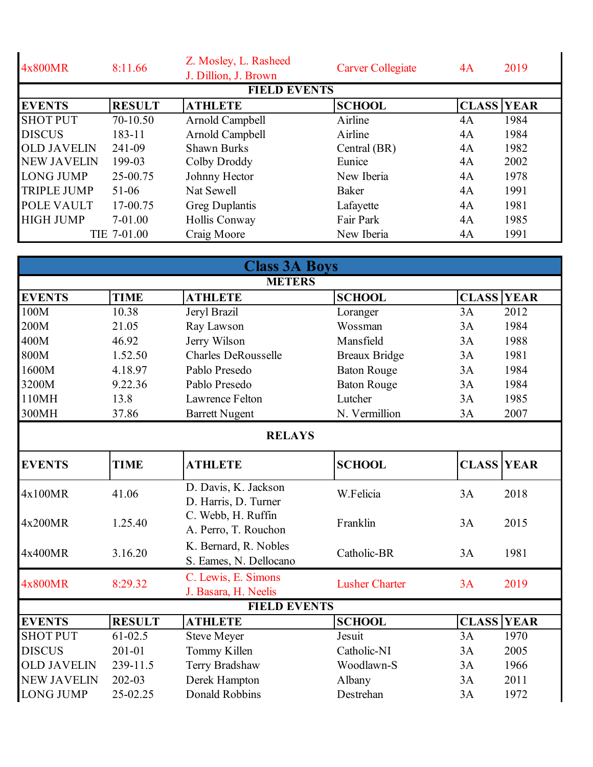| 4x800MR | 8:11.66 | Z. Mosley, L. Rasheed J. Dillion, J. Brown | Carver Collegiate | 4A | 2019 |
|---|---|---|---|---|---|

**FIELD EVENTS**

| EVENTS | RESULT | ATHLETE | SCHOOL | CLASS | YEAR |
|---|---|---|---|---|---|
| SHOT PUT | 70-10.50 | Arnold Campbell | Airline | 4A | 1984 |
| DISCUS | 183-11 | Arnold Campbell | Airline | 4A | 1984 |
| OLD JAVELIN | 241-09 | Shawn Burks | Central (BR) | 4A | 1982 |
| NEW JAVELIN | 199-03 | Colby Droddy | Eunice | 4A | 2002 |
| LONG JUMP | 25-00.75 | Johnny Hector | New Iberia | 4A | 1978 |
| TRIPLE JUMP | 51-06 | Nat Sewell | Baker | 4A | 1991 |
| POLE VAULT | 17-00.75 | Greg Duplantis | Lafayette | 4A | 1981 |
| HIGH JUMP | 7-01.00 | Hollis Conway | Fair Park | 4A | 1985 |
| TIE | 7-01.00 | Craig Moore | New Iberia | 4A | 1991 |

## Class 3A Boys

**METERS**

| EVENTS | TIME | ATHLETE | SCHOOL | CLASS | YEAR |
|---|---|---|---|---|---|
| 100M | 10.38 | Jeryl Brazil | Loranger | 3A | 2012 |
| 200M | 21.05 | Ray Lawson | Wossman | 3A | 1984 |
| 400M | 46.92 | Jerry Wilson | Mansfield | 3A | 1988 |
| 800M | 1.52.50 | Charles DeRousselle | Breaux Bridge | 3A | 1981 |
| 1600M | 4.18.97 | Pablo Presedo | Baton Rouge | 3A | 1984 |
| 3200M | 9.22.36 | Pablo Presedo | Baton Rouge | 3A | 1984 |
| 110MH | 13.8 | Lawrence Felton | Lutcher | 3A | 1985 |
| 300MH | 37.86 | Barrett Nugent | N. Vermillion | 3A | 2007 |

**RELAYS**

| EVENTS | TIME | ATHLETE | SCHOOL | CLASS | YEAR |
|---|---|---|---|---|---|
| 4x100MR | 41.06 | D. Davis, K. Jackson D. Harris, D. Turner | W.Felicia | 3A | 2018 |
| 4x200MR | 1.25.40 | C. Webb, H. Ruffin A. Perro, T. Rouchon | Franklin | 3A | 2015 |
| 4x400MR | 3.16.20 | K. Bernard, R. Nobles S. Eames, N. Dellocano | Catholic-BR | 3A | 1981 |
| 4x800MR | 8:29.32 | C. Lewis, E. Simons J. Basara, H. Neelis | Lusher Charter | 3A | 2019 |

**FIELD EVENTS**

| EVENTS | RESULT | ATHLETE | SCHOOL | CLASS | YEAR |
|---|---|---|---|---|---|
| SHOT PUT | 61-02.5 | Steve Meyer | Jesuit | 3A | 1970 |
| DISCUS | 201-01 | Tommy Killen | Catholic-NI | 3A | 2005 |
| OLD JAVELIN | 239-11.5 | Terry Bradshaw | Woodlawn-S | 3A | 1966 |
| NEW JAVELIN | 202-03 | Derek Hampton | Albany | 3A | 2011 |
| LONG JUMP | 25-02.25 | Donald Robbins | Destrehan | 3A | 1972 |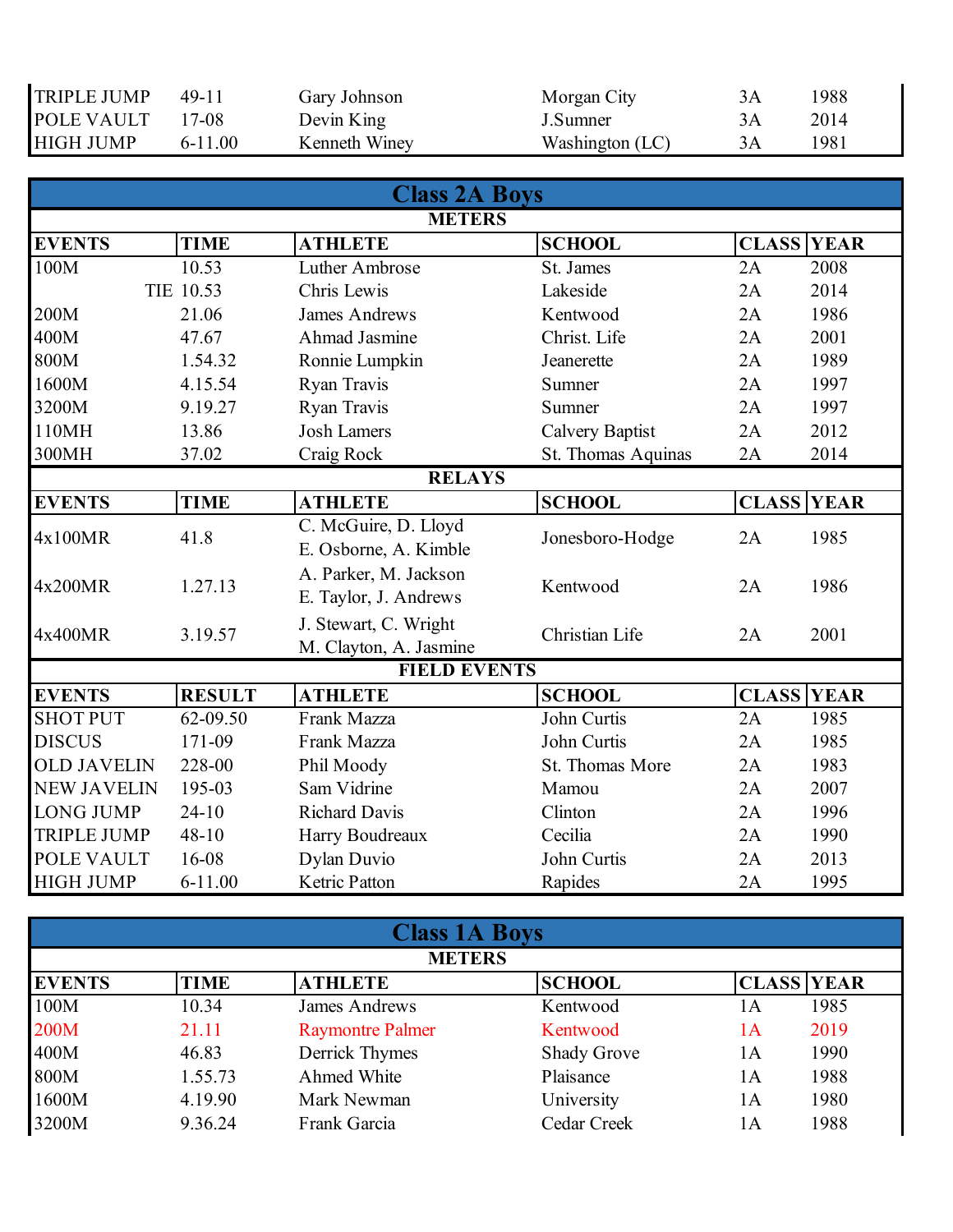| | | | | | |
|---|---|---|---|---|---|
| TRIPLE JUMP | 49-11 | Gary Johnson | Morgan City | 3A | 1988 |
| POLE VAULT | 17-08 | Devin King | J.Sumner | 3A | 2014 |
| HIGH JUMP | 6-11.00 | Kenneth Winey | Washington (LC) | 3A | 1981 |

## Class 2A Boys

| METERS | | | | | |
|---|---|---|---|---|---|
| **EVENTS** | **TIME** | **ATHLETE** | **SCHOOL** | **CLASS** | **YEAR** |
| 100M | 10.53 | Luther Ambrose | St. James | 2A | 2008 |
| | TIE 10.53 | Chris Lewis | Lakeside | 2A | 2014 |
| 200M | 21.06 | James Andrews | Kentwood | 2A | 1986 |
| 400M | 47.67 | Ahmad Jasmine | Christ. Life | 2A | 2001 |
| 800M | 1.54.32 | Ronnie Lumpkin | Jeanerette | 2A | 1989 |
| 1600M | 4.15.54 | Ryan Travis | Sumner | 2A | 1997 |
| 3200M | 9.19.27 | Ryan Travis | Sumner | 2A | 1997 |
| 110MH | 13.86 | Josh Lamers | Calvery Baptist | 2A | 2012 |
| 300MH | 37.02 | Craig Rock | St. Thomas Aquinas | 2A | 2014 |
| **RELAYS** | | | | | |
| **EVENTS** | **TIME** | **ATHLETE** | **SCHOOL** | **CLASS** | **YEAR** |
| 4x100MR | 41.8 | C. McGuire, D. Lloyd E. Osborne, A. Kimble | Jonesboro-Hodge | 2A | 1985 |
| 4x200MR | 1.27.13 | A. Parker, M. Jackson E. Taylor, J. Andrews | Kentwood | 2A | 1986 |
| 4x400MR | 3.19.57 | J. Stewart, C. Wright M. Clayton, A. Jasmine | Christian Life | 2A | 2001 |
| **FIELD EVENTS** | | | | | |
| **EVENTS** | **RESULT** | **ATHLETE** | **SCHOOL** | **CLASS** | **YEAR** |
| SHOT PUT | 62-09.50 | Frank Mazza | John Curtis | 2A | 1985 |
| DISCUS | 171-09 | Frank Mazza | John Curtis | 2A | 1985 |
| OLD JAVELIN | 228-00 | Phil Moody | St. Thomas More | 2A | 1983 |
| NEW JAVELIN | 195-03 | Sam Vidrine | Mamou | 2A | 2007 |
| LONG JUMP | 24-10 | Richard Davis | Clinton | 2A | 1996 |
| TRIPLE JUMP | 48-10 | Harry Boudreaux | Cecilia | 2A | 1990 |
| POLE VAULT | 16-08 | Dylan Duvio | John Curtis | 2A | 2013 |
| HIGH JUMP | 6-11.00 | Ketric Patton | Rapides | 2A | 1995 |

## Class 1A Boys

| METERS | | | | | |
|---|---|---|---|---|---|
| **EVENTS** | **TIME** | **ATHLETE** | **SCHOOL** | **CLASS** | **YEAR** |
| 100M | 10.34 | James Andrews | Kentwood | 1A | 1985 |
| 200M | 21.11 | Raymontre Palmer | Kentwood | 1A | 2019 |
| 400M | 46.83 | Derrick Thymes | Shady Grove | 1A | 1990 |
| 800M | 1.55.73 | Ahmed White | Plaisance | 1A | 1988 |
| 1600M | 4.19.90 | Mark Newman | University | 1A | 1980 |
| 3200M | 9.36.24 | Frank Garcia | Cedar Creek | 1A | 1988 |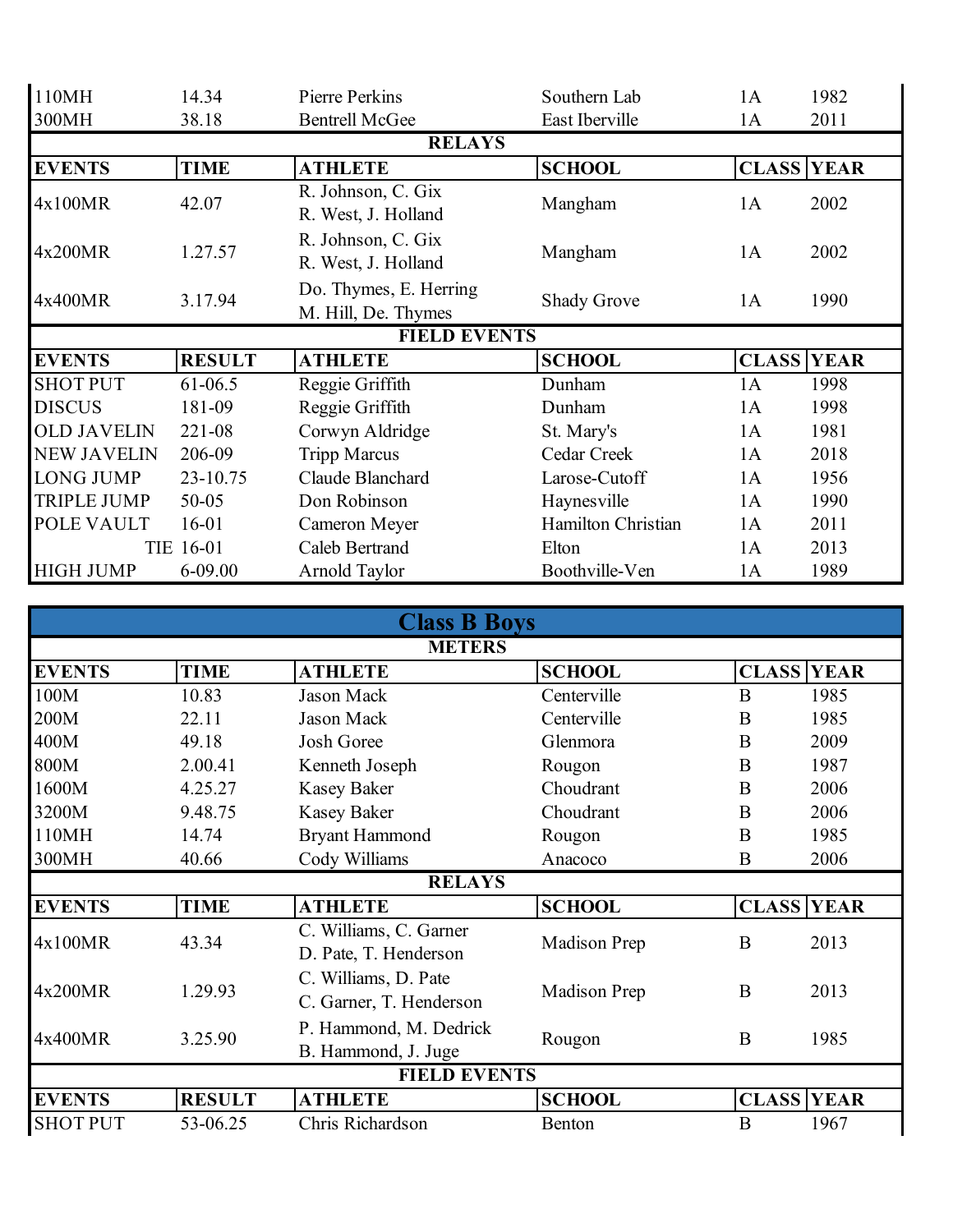| | | | | | |
|---|---|---|---|---|---|
| 110MH | 14.34 | Pierre Perkins | Southern Lab | 1A | 1982 |
| 300MH | 38.18 | Bentrell McGee | East Iberville | 1A | 2011 |

**RELAYS**

| EVENTS | TIME | ATHLETE | SCHOOL | CLASS | YEAR |
|---|---|---|---|---|---|
| 4x100MR | 42.07 | R. Johnson, C. Gix<br>R. West, J. Holland | Mangham | 1A | 2002 |
| 4x200MR | 1.27.57 | R. Johnson, C. Gix<br>R. West, J. Holland | Mangham | 1A | 2002 |
| 4x400MR | 3.17.94 | Do. Thymes, E. Herring<br>M. Hill, De. Thymes | Shady Grove | 1A | 1990 |

**FIELD EVENTS**

| EVENTS | RESULT | ATHLETE | SCHOOL | CLASS | YEAR |
|---|---|---|---|---|---|
| SHOT PUT | 61-06.5 | Reggie Griffith | Dunham | 1A | 1998 |
| DISCUS | 181-09 | Reggie Griffith | Dunham | 1A | 1998 |
| OLD JAVELIN | 221-08 | Corwyn Aldridge | St. Mary's | 1A | 1981 |
| NEW JAVELIN | 206-09 | Tripp Marcus | Cedar Creek | 1A | 2018 |
| LONG JUMP | 23-10.75 | Claude Blanchard | Larose-Cutoff | 1A | 1956 |
| TRIPLE JUMP | 50-05 | Don Robinson | Haynesville | 1A | 1990 |
| POLE VAULT | 16-01 | Cameron Meyer | Hamilton Christian | 1A | 2011 |
| TIE | 16-01 | Caleb Bertrand | Elton | 1A | 2013 |
| HIGH JUMP | 6-09.00 | Arnold Taylor | Boothville-Ven | 1A | 1989 |

## Class B Boys

**METERS**

| EVENTS | TIME | ATHLETE | SCHOOL | CLASS | YEAR |
|---|---|---|---|---|---|
| 100M | 10.83 | Jason Mack | Centerville | B | 1985 |
| 200M | 22.11 | Jason Mack | Centerville | B | 1985 |
| 400M | 49.18 | Josh Goree | Glenmora | B | 2009 |
| 800M | 2.00.41 | Kenneth Joseph | Rougon | B | 1987 |
| 1600M | 4.25.27 | Kasey Baker | Choudrant | B | 2006 |
| 3200M | 9.48.75 | Kasey Baker | Choudrant | B | 2006 |
| 110MH | 14.74 | Bryant Hammond | Rougon | B | 1985 |
| 300MH | 40.66 | Cody Williams | Anacoco | B | 2006 |

**RELAYS**

| EVENTS | TIME | ATHLETE | SCHOOL | CLASS | YEAR |
|---|---|---|---|---|---|
| 4x100MR | 43.34 | C. Williams, C. Garner<br>D. Pate, T. Henderson | Madison Prep | B | 2013 |
| 4x200MR | 1.29.93 | C. Williams, D. Pate<br>C. Garner, T. Henderson | Madison Prep | B | 2013 |
| 4x400MR | 3.25.90 | P. Hammond, M. Dedrick<br>B. Hammond, J. Juge | Rougon | B | 1985 |

**FIELD EVENTS**

| EVENTS | RESULT | ATHLETE | SCHOOL | CLASS | YEAR |
|---|---|---|---|---|---|
| SHOT PUT | 53-06.25 | Chris Richardson | Benton | B | 1967 |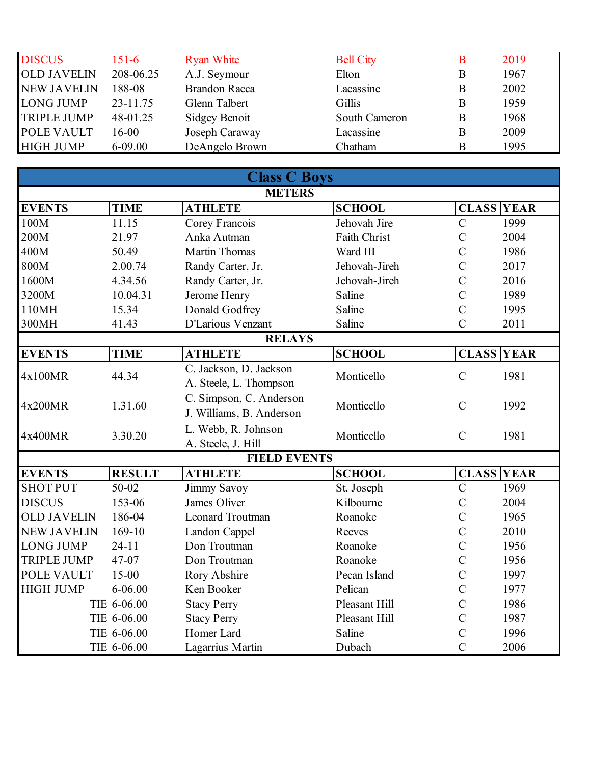| | | | | | |
|---|---|---|---|---|---|
| DISCUS | 151-6 | Ryan White | Bell City | B | 2019 |
| OLD JAVELIN | 208-06.25 | A.J. Seymour | Elton | B | 1967 |
| NEW JAVELIN | 188-08 | Brandon Racca | Lacassine | B | 2002 |
| LONG JUMP | 23-11.75 | Glenn Talbert | Gillis | B | 1959 |
| TRIPLE JUMP | 48-01.25 | Sidgey Benoit | South Cameron | B | 1968 |
| POLE VAULT | 16-00 | Joseph Caraway | Lacassine | B | 2009 |
| HIGH JUMP | 6-09.00 | DeAngelo Brown | Chatham | B | 1995 |

## Class C Boys

### METERS

| EVENTS | TIME | ATHLETE | SCHOOL | CLASS | YEAR |
|---|---|---|---|---|---|
| 100M | 11.15 | Corey Francois | Jehovah Jire | C | 1999 |
| 200M | 21.97 | Anka Autman | Faith Christ | C | 2004 |
| 400M | 50.49 | Martin Thomas | Ward III | C | 1986 |
| 800M | 2.00.74 | Randy Carter, Jr. | Jehovah-Jireh | C | 2017 |
| 1600M | 4.34.56 | Randy Carter, Jr. | Jehovah-Jireh | C | 2016 |
| 3200M | 10.04.31 | Jerome Henry | Saline | C | 1989 |
| 110MH | 15.34 | Donald Godfrey | Saline | C | 1995 |
| 300MH | 41.43 | D'Larious Venzant | Saline | C | 2011 |

### RELAYS

| EVENTS | TIME | ATHLETE | SCHOOL | CLASS | YEAR |
|---|---|---|---|---|---|
| 4x100MR | 44.34 | C. Jackson, D. Jackson A. Steele, L. Thompson | Monticello | C | 1981 |
| 4x200MR | 1.31.60 | C. Simpson, C. Anderson J. Williams, B. Anderson | Monticello | C | 1992 |
| 4x400MR | 3.30.20 | L. Webb, R. Johnson A. Steele, J. Hill | Monticello | C | 1981 |

### FIELD EVENTS

| EVENTS | RESULT | ATHLETE | SCHOOL | CLASS | YEAR |
|---|---|---|---|---|---|
| SHOT PUT | 50-02 | Jimmy Savoy | St. Joseph | C | 1969 |
| DISCUS | 153-06 | James Oliver | Kilbourne | C | 2004 |
| OLD JAVELIN | 186-04 | Leonard Troutman | Roanoke | C | 1965 |
| NEW JAVELIN | 169-10 | Landon Cappel | Reeves | C | 2010 |
| LONG JUMP | 24-11 | Don Troutman | Roanoke | C | 1956 |
| TRIPLE JUMP | 47-07 | Don Troutman | Roanoke | C | 1956 |
| POLE VAULT | 15-00 | Rory Abshire | Pecan Island | C | 1997 |
| HIGH JUMP | 6-06.00 | Ken Booker | Pelican | C | 1977 |
| TIE | 6-06.00 | Stacy Perry | Pleasant Hill | C | 1986 |
| TIE | 6-06.00 | Stacy Perry | Pleasant Hill | C | 1987 |
| TIE | 6-06.00 | Homer Lard | Saline | C | 1996 |
| TIE | 6-06.00 | Lagarrius Martin | Dubach | C | 2006 |